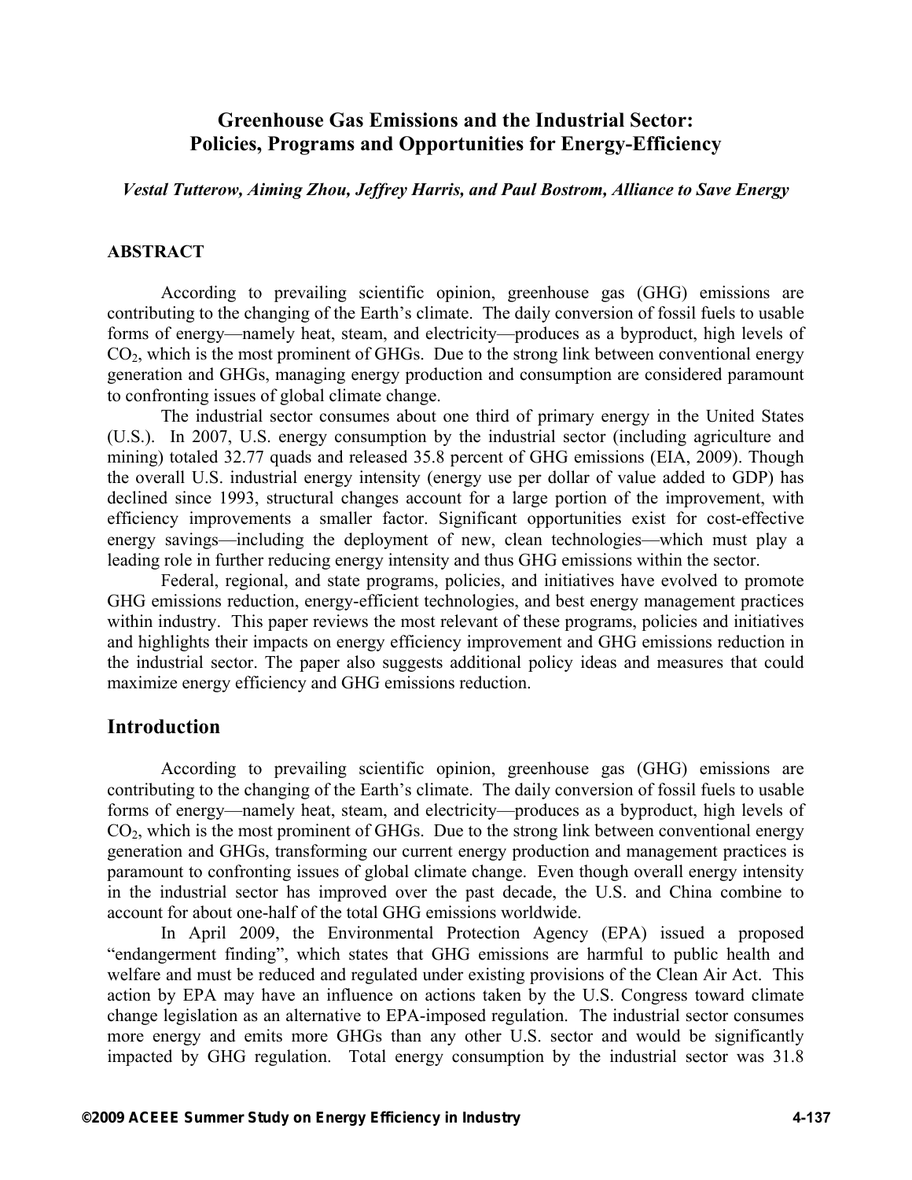# Greenhouse Gas Emissions and the Industrial Sector: Policies, Programs and Opportunities for Energy-Efficiency

*Vestal Tutterow, Aiming Zhou, Jeffrey Harris, and Paul Bostrom, Alliance to Save Energy*

## ABSTRACT

According to prevailing scientific opinion, greenhouse gas (GHG) emissions are contributing to the changing of the Earth's climate. The daily conversion of fossil fuels to usable forms of energy—namely heat, steam, and electricity—produces as a byproduct, high levels of $CO_2$, which is the most prominent of GHGs. Due to the strong link between conventional energy generation and GHGs, managing energy production and consumption are considered paramount to confronting issues of global climate change.

The industrial sector consumes about one third of primary energy in the United States (U.S.). In 2007, U.S. energy consumption by the industrial sector (including agriculture and mining) totaled 32.77 quads and released 35.8 percent of GHG emissions (EIA, 2009). Though the overall U.S. industrial energy intensity (energy use per dollar of value added to GDP) has declined since 1993, structural changes account for a large portion of the improvement, with efficiency improvements a smaller factor. Significant opportunities exist for cost-effective energy savings—including the deployment of new, clean technologies—which must play a leading role in further reducing energy intensity and thus GHG emissions within the sector.

Federal, regional, and state programs, policies, and initiatives have evolved to promote GHG emissions reduction, energy-efficient technologies, and best energy management practices within industry. This paper reviews the most relevant of these programs, policies and initiatives and highlights their impacts on energy efficiency improvement and GHG emissions reduction in the industrial sector. The paper also suggests additional policy ideas and measures that could maximize energy efficiency and GHG emissions reduction.

## Introduction

According to prevailing scientific opinion, greenhouse gas (GHG) emissions are contributing to the changing of the Earth's climate. The daily conversion of fossil fuels to usable forms of energy—namely heat, steam, and electricity—produces as a byproduct, high levels of $CO_2$, which is the most prominent of GHGs. Due to the strong link between conventional energy generation and GHGs, transforming our current energy production and management practices is paramount to confronting issues of global climate change. Even though overall energy intensity in the industrial sector has improved over the past decade, the U.S. and China combine to account for about one-half of the total GHG emissions worldwide.

In April 2009, the Environmental Protection Agency (EPA) issued a proposed "endangerment finding", which states that GHG emissions are harmful to public health and welfare and must be reduced and regulated under existing provisions of the Clean Air Act. This action by EPA may have an influence on actions taken by the U.S. Congress toward climate change legislation as an alternative to EPA-imposed regulation. The industrial sector consumes more energy and emits more GHGs than any other U.S. sector and would be significantly impacted by GHG regulation. Total energy consumption by the industrial sector was 31.8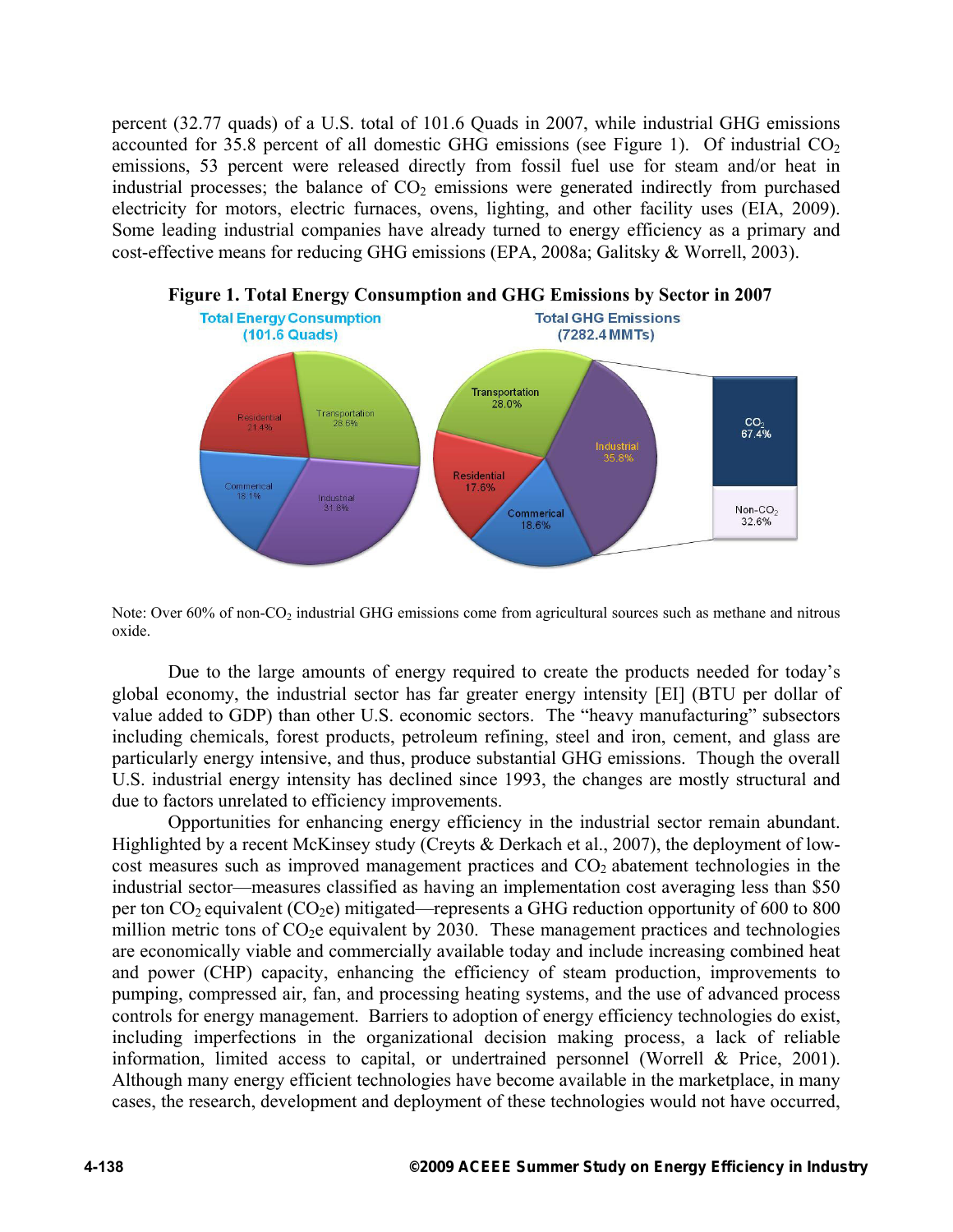percent (32.77 quads) of a U.S. total of 101.6 Quads in 2007, while industrial GHG emissions accounted for 35.8 percent of all domestic GHG emissions (see Figure 1). Of industrial $CO_2$ emissions, 53 percent were released directly from fossil fuel use for steam and/or heat in industrial processes; the balance of $CO_2$ emissions were generated indirectly from purchased electricity for motors, electric furnaces, ovens, lighting, and other facility uses (EIA, 2009). Some leading industrial companies have already turned to energy efficiency as a primary and cost-effective means for reducing GHG emissions (EPA, 2008a; Galitsky & Worrell, 2003).

**Figure 1. Total Energy Consumption and GHG Emissions by Sector in 2007**

Note: Over 60% of non-$CO_2$ industrial GHG emissions come from agricultural sources such as methane and nitrous oxide.

Due to the large amounts of energy required to create the products needed for today's global economy, the industrial sector has far greater energy intensity [EI] (BTU per dollar of value added to GDP) than other U.S. economic sectors. The "heavy manufacturing" subsectors including chemicals, forest products, petroleum refining, steel and iron, cement, and glass are particularly energy intensive, and thus, produce substantial GHG emissions. Though the overall U.S. industrial energy intensity has declined since 1993, the changes are mostly structural and due to factors unrelated to efficiency improvements.

Opportunities for enhancing energy efficiency in the industrial sector remain abundant. Highlighted by a recent McKinsey study (Creyts & Derkach et al., 2007), the deployment of low-cost measures such as improved management practices and $CO_2$ abatement technologies in the industrial sector—measures classified as having an implementation cost averaging less than \$50 per ton $CO_2$ equivalent ($CO_2e$) mitigated—represents a GHG reduction opportunity of 600 to 800 million metric tons of $CO_2e$ equivalent by 2030. These management practices and technologies are economically viable and commercially available today and include increasing combined heat and power (CHP) capacity, enhancing the efficiency of steam production, improvements to pumping, compressed air, fan, and processing heating systems, and the use of advanced process controls for energy management. Barriers to adoption of energy efficiency technologies do exist, including imperfections in the organizational decision making process, a lack of reliable information, limited access to capital, or undertrained personnel (Worrell & Price, 2001). Although many energy efficient technologies have become available in the marketplace, in many cases, the research, development and deployment of these technologies would not have occurred,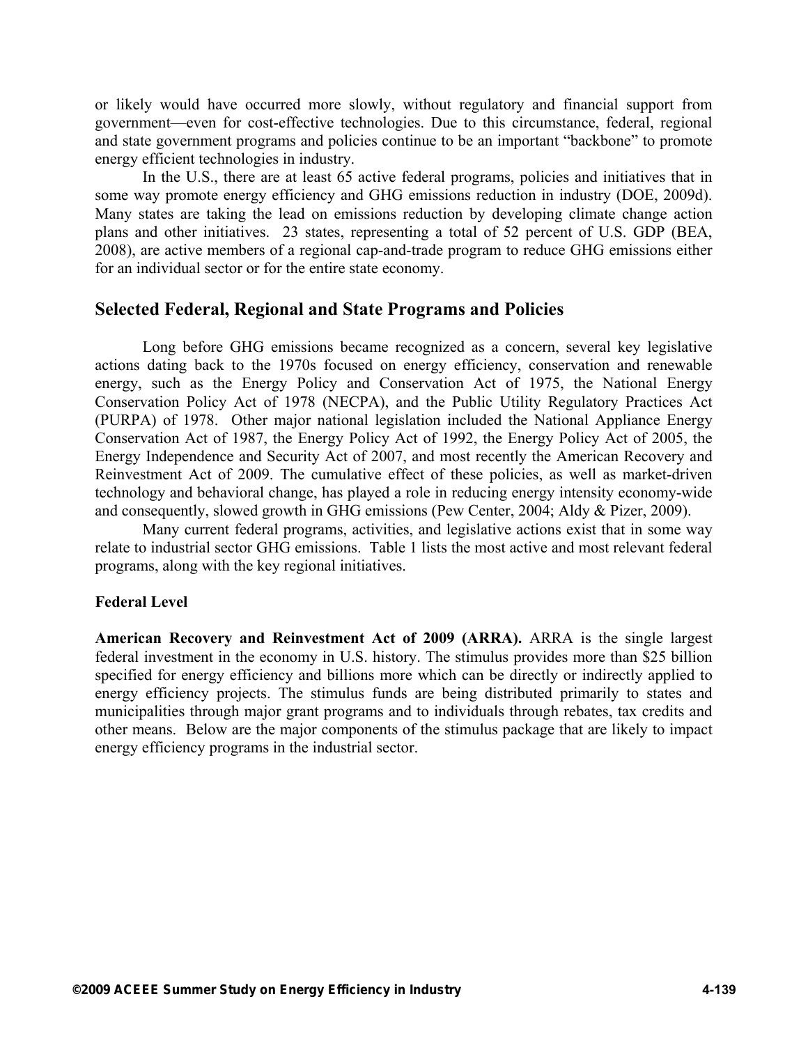or likely would have occurred more slowly, without regulatory and financial support from government—even for cost-effective technologies. Due to this circumstance, federal, regional and state government programs and policies continue to be an important "backbone" to promote energy efficient technologies in industry.

In the U.S., there are at least 65 active federal programs, policies and initiatives that in some way promote energy efficiency and GHG emissions reduction in industry (DOE, 2009d). Many states are taking the lead on emissions reduction by developing climate change action plans and other initiatives. 23 states, representing a total of 52 percent of U.S. GDP (BEA, 2008), are active members of a regional cap-and-trade program to reduce GHG emissions either for an individual sector or for the entire state economy.

## Selected Federal, Regional and State Programs and Policies

Long before GHG emissions became recognized as a concern, several key legislative actions dating back to the 1970s focused on energy efficiency, conservation and renewable energy, such as the Energy Policy and Conservation Act of 1975, the National Energy Conservation Policy Act of 1978 (NECPA), and the Public Utility Regulatory Practices Act (PURPA) of 1978. Other major national legislation included the National Appliance Energy Conservation Act of 1987, the Energy Policy Act of 1992, the Energy Policy Act of 2005, the Energy Independence and Security Act of 2007, and most recently the American Recovery and Reinvestment Act of 2009. The cumulative effect of these policies, as well as market-driven technology and behavioral change, has played a role in reducing energy intensity economy-wide and consequently, slowed growth in GHG emissions (Pew Center, 2004; Aldy & Pizer, 2009).

Many current federal programs, activities, and legislative actions exist that in some way relate to industrial sector GHG emissions. Table 1 lists the most active and most relevant federal programs, along with the key regional initiatives.

### Federal Level

**American Recovery and Reinvestment Act of 2009 (ARRA).** ARRA is the single largest federal investment in the economy in U.S. history. The stimulus provides more than $25 billion specified for energy efficiency and billions more which can be directly or indirectly applied to energy efficiency projects. The stimulus funds are being distributed primarily to states and municipalities through major grant programs and to individuals through rebates, tax credits and other means. Below are the major components of the stimulus package that are likely to impact energy efficiency programs in the industrial sector.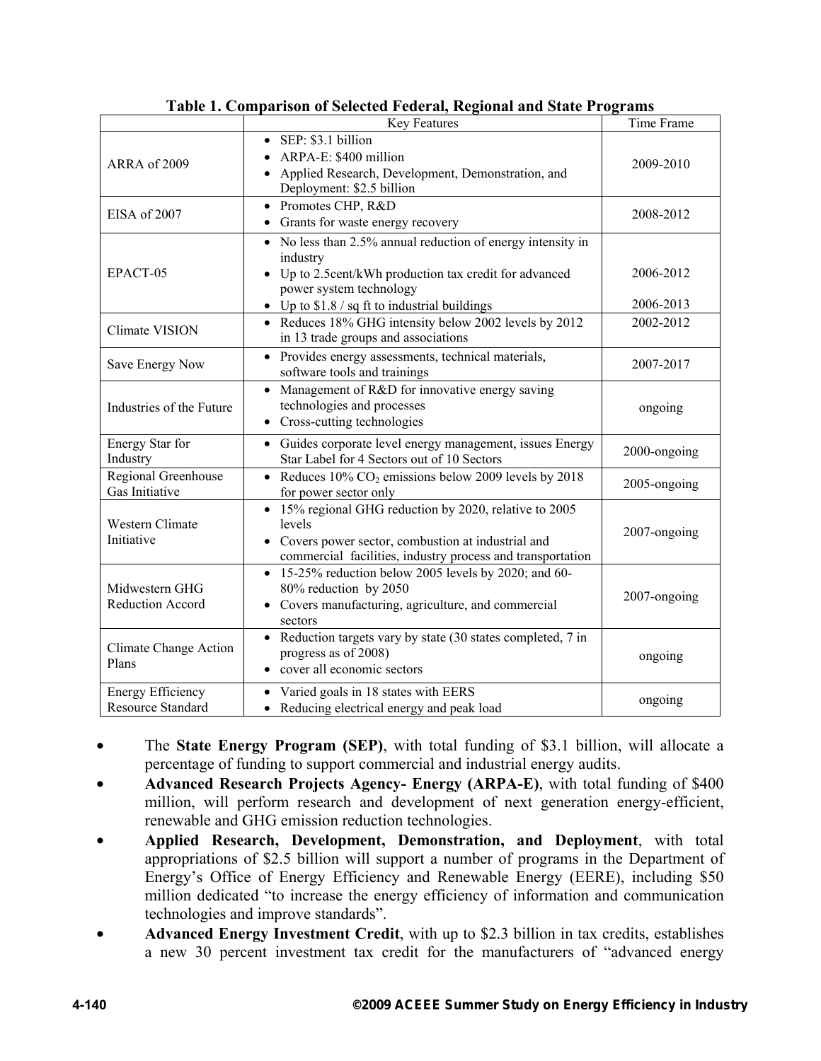**Table 1. Comparison of Selected Federal, Regional and State Programs**

| | Key Features | Time Frame |
|---|---|---|
| ARRA of 2009 | • SEP: $3.1 billion<br>• ARPA-E: $400 million<br>• Applied Research, Development, Demonstration, and Deployment: $2.5 billion | 2009-2010 |
| EISA of 2007 | • Promotes CHP, R&D<br>• Grants for waste energy recovery | 2008-2012 |
| EPACT-05 | • No less than 2.5% annual reduction of energy intensity in industry<br>• Up to 2.5cent/kWh production tax credit for advanced power system technology<br>• Up to $1.8 / sq ft to industrial buildings | 2006-2012<br><br>2006-2013 |
| Climate VISION | • Reduces 18% GHG intensity below 2002 levels by 2012 in 13 trade groups and associations | 2002-2012 |
| Save Energy Now | • Provides energy assessments, technical materials, software tools and trainings | 2007-2017 |
| Industries of the Future | • Management of R&D for innovative energy saving technologies and processes<br>• Cross-cutting technologies | ongoing |
| Energy Star for Industry | • Guides corporate level energy management, issues Energy Star Label for 4 Sectors out of 10 Sectors | 2000-ongoing |
| Regional Greenhouse Gas Initiative | • Reduces 10% $CO_2$ emissions below 2009 levels by 2018 for power sector only | 2005-ongoing |
| Western Climate Initiative | • 15% regional GHG reduction by 2020, relative to 2005 levels<br>• Covers power sector, combustion at industrial and commercial facilities, industry process and transportation | 2007-ongoing |
| Midwestern GHG Reduction Accord | • 15-25% reduction below 2005 levels by 2020; and 60-80% reduction by 2050<br>• Covers manufacturing, agriculture, and commercial sectors | 2007-ongoing |
| Climate Change Action Plans | • Reduction targets vary by state (30 states completed, 7 in progress as of 2008)<br>• cover all economic sectors | ongoing |
| Energy Efficiency Resource Standard | • Varied goals in 18 states with EERS<br>• Reducing electrical energy and peak load | ongoing |

- The **State Energy Program (SEP)**, with total funding of $3.1 billion, will allocate a percentage of funding to support commercial and industrial energy audits.
- **Advanced Research Projects Agency- Energy (ARPA-E)**, with total funding of $400 million, will perform research and development of next generation energy-efficient, renewable and GHG emission reduction technologies.
- **Applied Research, Development, Demonstration, and Deployment**, with total appropriations of $2.5 billion will support a number of programs in the Department of Energy's Office of Energy Efficiency and Renewable Energy (EERE), including $50 million dedicated "to increase the energy efficiency of information and communication technologies and improve standards".
- **Advanced Energy Investment Credit**, with up to $2.3 billion in tax credits, establishes a new 30 percent investment tax credit for the manufacturers of "advanced energy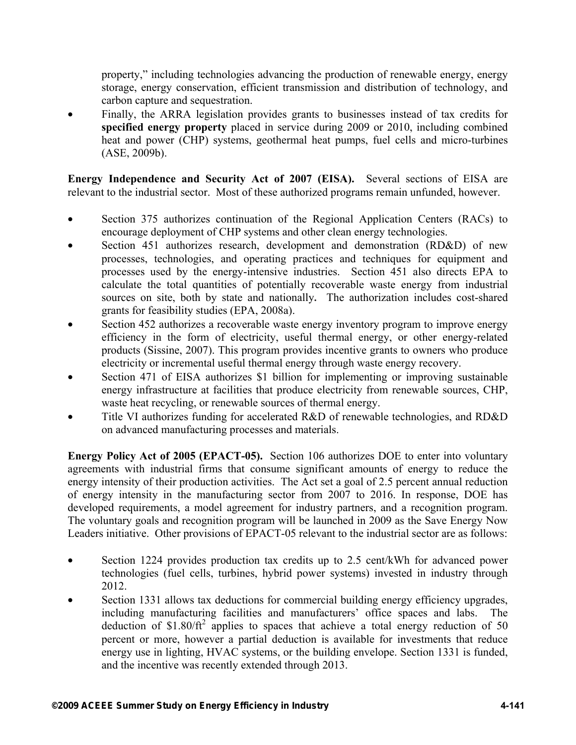property," including technologies advancing the production of renewable energy, energy storage, energy conservation, efficient transmission and distribution of technology, and carbon capture and sequestration.

- Finally, the ARRA legislation provides grants to businesses instead of tax credits for **specified energy property** placed in service during 2009 or 2010, including combined heat and power (CHP) systems, geothermal heat pumps, fuel cells and micro-turbines (ASE, 2009b).

**Energy Independence and Security Act of 2007 (EISA).** Several sections of EISA are relevant to the industrial sector. Most of these authorized programs remain unfunded, however.

- Section 375 authorizes continuation of the Regional Application Centers (RACs) to encourage deployment of CHP systems and other clean energy technologies.
- Section 451 authorizes research, development and demonstration (RD&D) of new processes, technologies, and operating practices and techniques for equipment and processes used by the energy-intensive industries. Section 451 also directs EPA to calculate the total quantities of potentially recoverable waste energy from industrial sources on site, both by state and nationally. The authorization includes cost-shared grants for feasibility studies (EPA, 2008a).
- Section 452 authorizes a recoverable waste energy inventory program to improve energy efficiency in the form of electricity, useful thermal energy, or other energy-related products (Sissine, 2007). This program provides incentive grants to owners who produce electricity or incremental useful thermal energy through waste energy recovery.
- Section 471 of EISA authorizes $1 billion for implementing or improving sustainable energy infrastructure at facilities that produce electricity from renewable sources, CHP, waste heat recycling, or renewable sources of thermal energy.
- Title VI authorizes funding for accelerated R&D of renewable technologies, and RD&D on advanced manufacturing processes and materials.

**Energy Policy Act of 2005 (EPACT-05).** Section 106 authorizes DOE to enter into voluntary agreements with industrial firms that consume significant amounts of energy to reduce the energy intensity of their production activities. The Act set a goal of 2.5 percent annual reduction of energy intensity in the manufacturing sector from 2007 to 2016. In response, DOE has developed requirements, a model agreement for industry partners, and a recognition program. The voluntary goals and recognition program will be launched in 2009 as the Save Energy Now Leaders initiative. Other provisions of EPACT-05 relevant to the industrial sector are as follows:

- Section 1224 provides production tax credits up to 2.5 cent/kWh for advanced power technologies (fuel cells, turbines, hybrid power systems) invested in industry through 2012.
- Section 1331 allows tax deductions for commercial building energy efficiency upgrades, including manufacturing facilities and manufacturers' office spaces and labs. The deduction of $\$1.80/ft^2$ applies to spaces that achieve a total energy reduction of 50 percent or more, however a partial deduction is available for investments that reduce energy use in lighting, HVAC systems, or the building envelope. Section 1331 is funded, and the incentive was recently extended through 2013.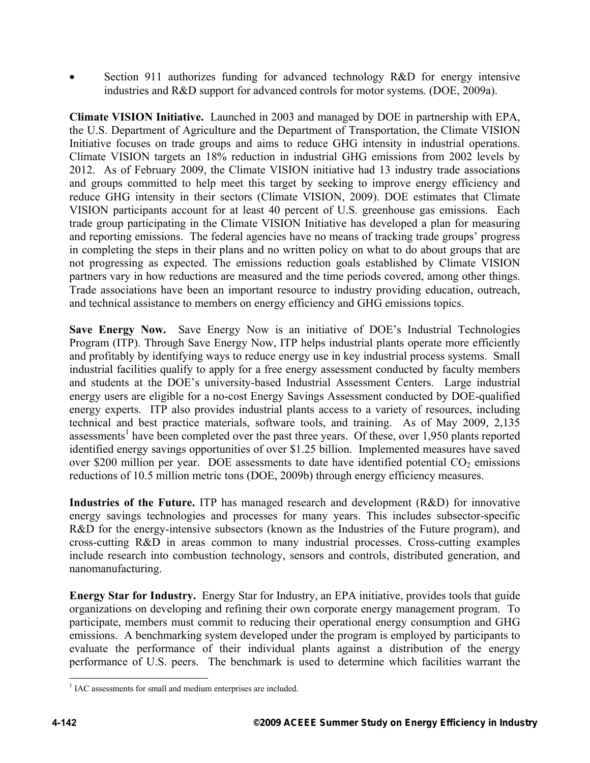- Section 911 authorizes funding for advanced technology R&D for energy intensive industries and R&D support for advanced controls for motor systems. (DOE, 2009a).

**Climate VISION Initiative.** Launched in 2003 and managed by DOE in partnership with EPA, the U.S. Department of Agriculture and the Department of Transportation, the Climate VISION Initiative focuses on trade groups and aims to reduce GHG intensity in industrial operations. Climate VISION targets an 18% reduction in industrial GHG emissions from 2002 levels by 2012. As of February 2009, the Climate VISION initiative had 13 industry trade associations and groups committed to help meet this target by seeking to improve energy efficiency and reduce GHG intensity in their sectors (Climate VISION, 2009). DOE estimates that Climate VISION participants account for at least 40 percent of U.S. greenhouse gas emissions. Each trade group participating in the Climate VISION Initiative has developed a plan for measuring and reporting emissions. The federal agencies have no means of tracking trade groups' progress in completing the steps in their plans and no written policy on what to do about groups that are not progressing as expected. The emissions reduction goals established by Climate VISION partners vary in how reductions are measured and the time periods covered, among other things. Trade associations have been an important resource to industry providing education, outreach, and technical assistance to members on energy efficiency and GHG emissions topics.

**Save Energy Now.** Save Energy Now is an initiative of DOE's Industrial Technologies Program (ITP). Through Save Energy Now, ITP helps industrial plants operate more efficiently and profitably by identifying ways to reduce energy use in key industrial process systems. Small industrial facilities qualify to apply for a free energy assessment conducted by faculty members and students at the DOE's university-based Industrial Assessment Centers. Large industrial energy users are eligible for a no-cost Energy Savings Assessment conducted by DOE-qualified energy experts. ITP also provides industrial plants access to a variety of resources, including technical and best practice materials, software tools, and training. As of May 2009, 2,135 assessments[1] have been completed over the past three years. Of these, over 1,950 plants reported identified energy savings opportunities of over $1.25 billion. Implemented measures have saved over $200 million per year. DOE assessments to date have identified potential $CO_2$ emissions reductions of 10.5 million metric tons (DOE, 2009b) through energy efficiency measures.

**Industries of the Future.** ITP has managed research and development (R&D) for innovative energy savings technologies and processes for many years. This includes subsector-specific R&D for the energy-intensive subsectors (known as the Industries of the Future program), and cross-cutting R&D in areas common to many industrial processes. Cross-cutting examples include research into combustion technology, sensors and controls, distributed generation, and nanomanufacturing.

**Energy Star for Industry.** Energy Star for Industry, an EPA initiative, provides tools that guide organizations on developing and refining their own corporate energy management program. To participate, members must commit to reducing their operational energy consumption and GHG emissions. A benchmarking system developed under the program is employed by participants to evaluate the performance of their individual plants against a distribution of the energy performance of U.S. peers. The benchmark is used to determine which facilities warrant the

---

[1] IAC assessments for small and medium enterprises are included.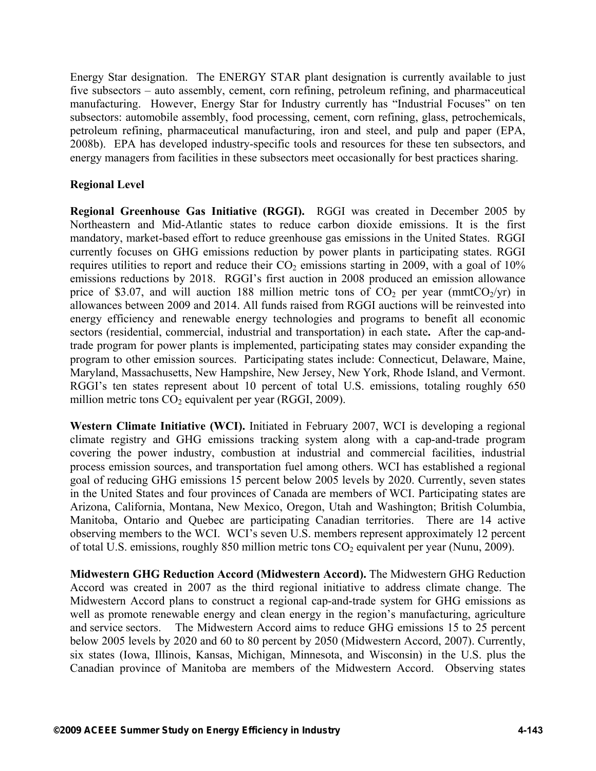Energy Star designation. The ENERGY STAR plant designation is currently available to just five subsectors – auto assembly, cement, corn refining, petroleum refining, and pharmaceutical manufacturing. However, Energy Star for Industry currently has "Industrial Focuses" on ten subsectors: automobile assembly, food processing, cement, corn refining, glass, petrochemicals, petroleum refining, pharmaceutical manufacturing, iron and steel, and pulp and paper (EPA, 2008b). EPA has developed industry-specific tools and resources for these ten subsectors, and energy managers from facilities in these subsectors meet occasionally for best practices sharing.

**Regional Level**

**Regional Greenhouse Gas Initiative (RGGI).** RGGI was created in December 2005 by Northeastern and Mid-Atlantic states to reduce carbon dioxide emissions. It is the first mandatory, market-based effort to reduce greenhouse gas emissions in the United States. RGGI currently focuses on GHG emissions reduction by power plants in participating states. RGGI requires utilities to report and reduce their $CO_2$ emissions starting in 2009, with a goal of 10% emissions reductions by 2018. RGGI's first auction in 2008 produced an emission allowance price of \$3.07, and will auction 188 million metric tons of $CO_2$ per year ($mmtCO_2/yr$) in allowances between 2009 and 2014. All funds raised from RGGI auctions will be reinvested into energy efficiency and renewable energy technologies and programs to benefit all economic sectors (residential, commercial, industrial and transportation) in each state**.** After the cap-and-trade program for power plants is implemented, participating states may consider expanding the program to other emission sources. Participating states include: Connecticut, Delaware, Maine, Maryland, Massachusetts, New Hampshire, New Jersey, New York, Rhode Island, and Vermont. RGGI's ten states represent about 10 percent of total U.S. emissions, totaling roughly 650 million metric tons $CO_2$ equivalent per year (RGGI, 2009).

**Western Climate Initiative (WCI).** Initiated in February 2007, WCI is developing a regional climate registry and GHG emissions tracking system along with a cap-and-trade program covering the power industry, combustion at industrial and commercial facilities, industrial process emission sources, and transportation fuel among others. WCI has established a regional goal of reducing GHG emissions 15 percent below 2005 levels by 2020. Currently, seven states in the United States and four provinces of Canada are members of WCI. Participating states are Arizona, California, Montana, New Mexico, Oregon, Utah and Washington; British Columbia, Manitoba, Ontario and Quebec are participating Canadian territories. There are 14 active observing members to the WCI. WCI's seven U.S. members represent approximately 12 percent of total U.S. emissions, roughly 850 million metric tons $CO_2$ equivalent per year (Nunu, 2009).

**Midwestern GHG Reduction Accord (Midwestern Accord).** The Midwestern GHG Reduction Accord was created in 2007 as the third regional initiative to address climate change. The Midwestern Accord plans to construct a regional cap-and-trade system for GHG emissions as well as promote renewable energy and clean energy in the region's manufacturing, agriculture and service sectors. The Midwestern Accord aims to reduce GHG emissions 15 to 25 percent below 2005 levels by 2020 and 60 to 80 percent by 2050 (Midwestern Accord, 2007). Currently, six states (Iowa, Illinois, Kansas, Michigan, Minnesota, and Wisconsin) in the U.S. plus the Canadian province of Manitoba are members of the Midwestern Accord. Observing states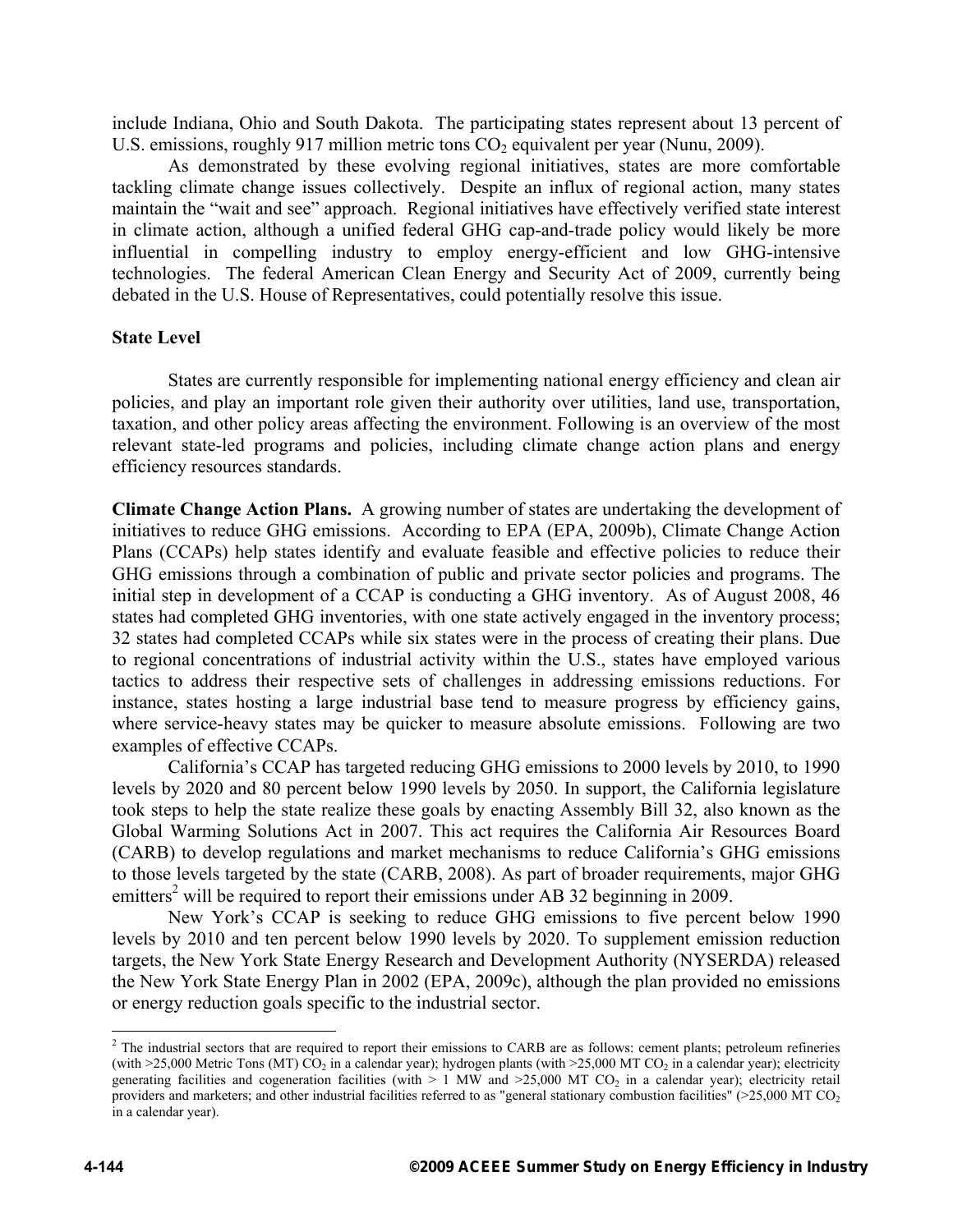include Indiana, Ohio and South Dakota. The participating states represent about 13 percent of U.S. emissions, roughly 917 million metric tons $CO_2$ equivalent per year (Nunu, 2009).

As demonstrated by these evolving regional initiatives, states are more comfortable tackling climate change issues collectively. Despite an influx of regional action, many states maintain the "wait and see" approach. Regional initiatives have effectively verified state interest in climate action, although a unified federal GHG cap-and-trade policy would likely be more influential in compelling industry to employ energy-efficient and low GHG-intensive technologies. The federal American Clean Energy and Security Act of 2009, currently being debated in the U.S. House of Representatives, could potentially resolve this issue.

**State Level**

States are currently responsible for implementing national energy efficiency and clean air policies, and play an important role given their authority over utilities, land use, transportation, taxation, and other policy areas affecting the environment. Following is an overview of the most relevant state-led programs and policies, including climate change action plans and energy efficiency resources standards.

**Climate Change Action Plans.** A growing number of states are undertaking the development of initiatives to reduce GHG emissions. According to EPA (EPA, 2009b), Climate Change Action Plans (CCAPs) help states identify and evaluate feasible and effective policies to reduce their GHG emissions through a combination of public and private sector policies and programs. The initial step in development of a CCAP is conducting a GHG inventory. As of August 2008, 46 states had completed GHG inventories, with one state actively engaged in the inventory process; 32 states had completed CCAPs while six states were in the process of creating their plans. Due to regional concentrations of industrial activity within the U.S., states have employed various tactics to address their respective sets of challenges in addressing emissions reductions. For instance, states hosting a large industrial base tend to measure progress by efficiency gains, where service-heavy states may be quicker to measure absolute emissions. Following are two examples of effective CCAPs.

California's CCAP has targeted reducing GHG emissions to 2000 levels by 2010, to 1990 levels by 2020 and 80 percent below 1990 levels by 2050. In support, the California legislature took steps to help the state realize these goals by enacting Assembly Bill 32, also known as the Global Warming Solutions Act in 2007. This act requires the California Air Resources Board (CARB) to develop regulations and market mechanisms to reduce California's GHG emissions to those levels targeted by the state (CARB, 2008). As part of broader requirements, major GHG emitters[2] will be required to report their emissions under AB 32 beginning in 2009.

New York's CCAP is seeking to reduce GHG emissions to five percent below 1990 levels by 2010 and ten percent below 1990 levels by 2020. To supplement emission reduction targets, the New York State Energy Research and Development Authority (NYSERDA) released the New York State Energy Plan in 2002 (EPA, 2009c), although the plan provided no emissions or energy reduction goals specific to the industrial sector.

[2] The industrial sectors that are required to report their emissions to CARB are as follows: cement plants; petroleum refineries (with >25,000 Metric Tons (MT) $CO_2$ in a calendar year); hydrogen plants (with >25,000 MT $CO_2$ in a calendar year); electricity generating facilities and cogeneration facilities (with > 1 MW and >25,000 MT $CO_2$ in a calendar year); electricity retail providers and marketers; and other industrial facilities referred to as "general stationary combustion facilities" (>25,000 MT $CO_2$ in a calendar year).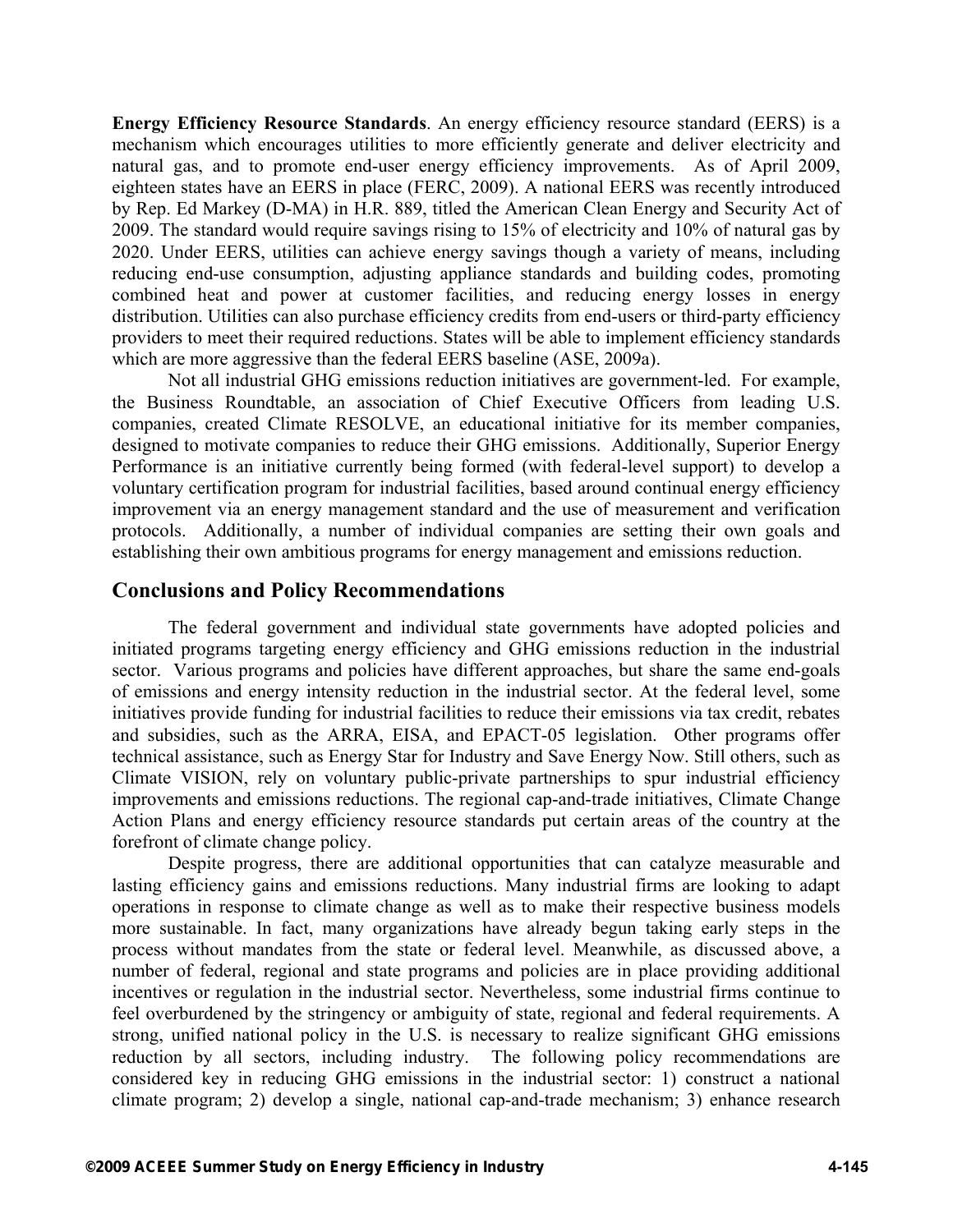**Energy Efficiency Resource Standards**. An energy efficiency resource standard (EERS) is a mechanism which encourages utilities to more efficiently generate and deliver electricity and natural gas, and to promote end-user energy efficiency improvements. As of April 2009, eighteen states have an EERS in place (FERC, 2009). A national EERS was recently introduced by Rep. Ed Markey (D-MA) in H.R. 889, titled the American Clean Energy and Security Act of 2009. The standard would require savings rising to 15% of electricity and 10% of natural gas by 2020. Under EERS, utilities can achieve energy savings though a variety of means, including reducing end-use consumption, adjusting appliance standards and building codes, promoting combined heat and power at customer facilities, and reducing energy losses in energy distribution. Utilities can also purchase efficiency credits from end-users or third-party efficiency providers to meet their required reductions. States will be able to implement efficiency standards which are more aggressive than the federal EERS baseline (ASE, 2009a).

Not all industrial GHG emissions reduction initiatives are government-led. For example, the Business Roundtable, an association of Chief Executive Officers from leading U.S. companies, created Climate RESOLVE, an educational initiative for its member companies, designed to motivate companies to reduce their GHG emissions. Additionally, Superior Energy Performance is an initiative currently being formed (with federal-level support) to develop a voluntary certification program for industrial facilities, based around continual energy efficiency improvement via an energy management standard and the use of measurement and verification protocols. Additionally, a number of individual companies are setting their own goals and establishing their own ambitious programs for energy management and emissions reduction.

## Conclusions and Policy Recommendations

The federal government and individual state governments have adopted policies and initiated programs targeting energy efficiency and GHG emissions reduction in the industrial sector. Various programs and policies have different approaches, but share the same end-goals of emissions and energy intensity reduction in the industrial sector. At the federal level, some initiatives provide funding for industrial facilities to reduce their emissions via tax credit, rebates and subsidies, such as the ARRA, EISA, and EPACT-05 legislation. Other programs offer technical assistance, such as Energy Star for Industry and Save Energy Now. Still others, such as Climate VISION, rely on voluntary public-private partnerships to spur industrial efficiency improvements and emissions reductions. The regional cap-and-trade initiatives, Climate Change Action Plans and energy efficiency resource standards put certain areas of the country at the forefront of climate change policy.

Despite progress, there are additional opportunities that can catalyze measurable and lasting efficiency gains and emissions reductions. Many industrial firms are looking to adapt operations in response to climate change as well as to make their respective business models more sustainable. In fact, many organizations have already begun taking early steps in the process without mandates from the state or federal level. Meanwhile, as discussed above, a number of federal, regional and state programs and policies are in place providing additional incentives or regulation in the industrial sector. Nevertheless, some industrial firms continue to feel overburdened by the stringency or ambiguity of state, regional and federal requirements. A strong, unified national policy in the U.S. is necessary to realize significant GHG emissions reduction by all sectors, including industry. The following policy recommendations are considered key in reducing GHG emissions in the industrial sector: 1) construct a national climate program; 2) develop a single, national cap-and-trade mechanism; 3) enhance research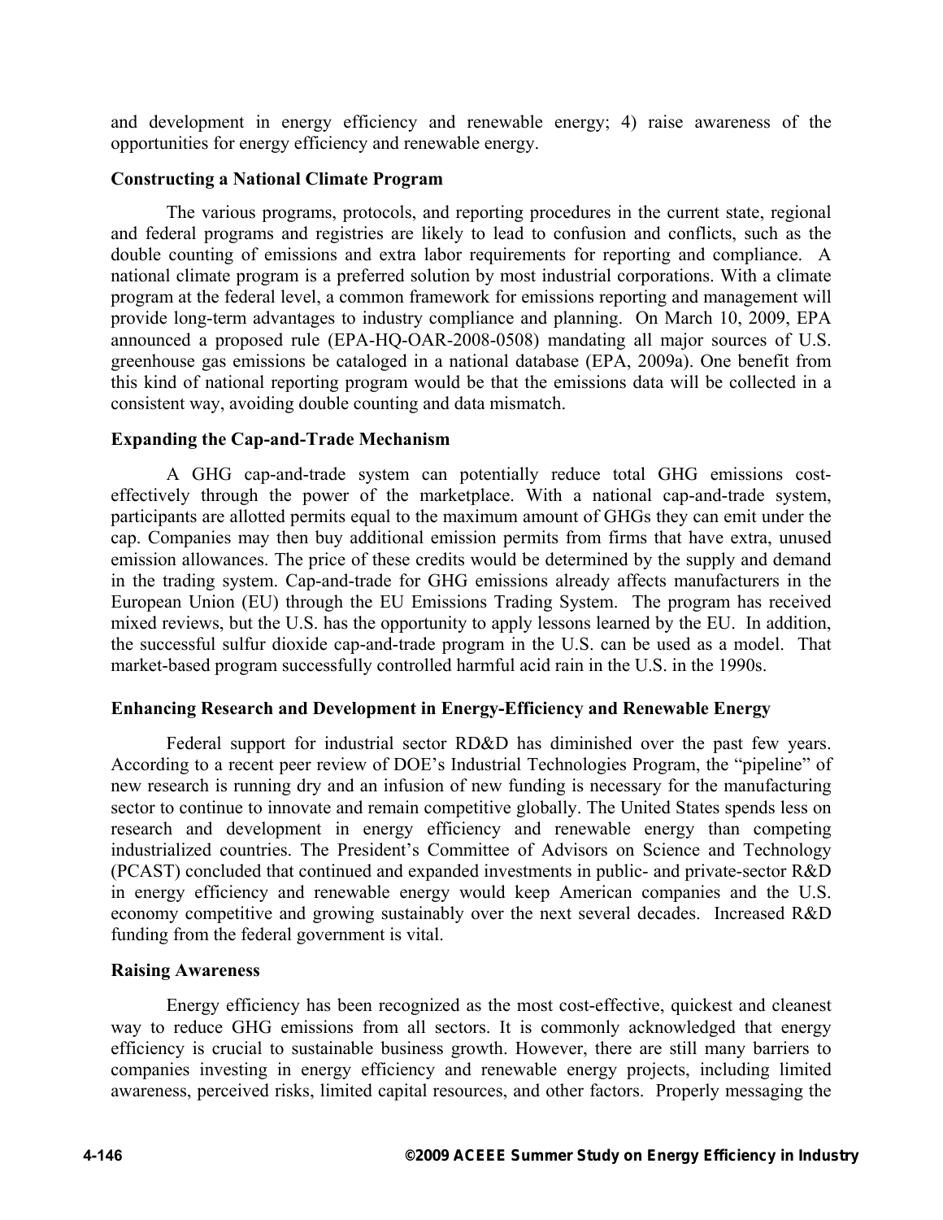and development in energy efficiency and renewable energy; 4) raise awareness of the opportunities for energy efficiency and renewable energy.

### Constructing a National Climate Program

The various programs, protocols, and reporting procedures in the current state, regional and federal programs and registries are likely to lead to confusion and conflicts, such as the double counting of emissions and extra labor requirements for reporting and compliance. A national climate program is a preferred solution by most industrial corporations. With a climate program at the federal level, a common framework for emissions reporting and management will provide long-term advantages to industry compliance and planning. On March 10, 2009, EPA announced a proposed rule (EPA-HQ-OAR-2008-0508) mandating all major sources of U.S. greenhouse gas emissions be cataloged in a national database (EPA, 2009a). One benefit from this kind of national reporting program would be that the emissions data will be collected in a consistent way, avoiding double counting and data mismatch.

### Expanding the Cap-and-Trade Mechanism

A GHG cap-and-trade system can potentially reduce total GHG emissions cost-effectively through the power of the marketplace. With a national cap-and-trade system, participants are allotted permits equal to the maximum amount of GHGs they can emit under the cap. Companies may then buy additional emission permits from firms that have extra, unused emission allowances. The price of these credits would be determined by the supply and demand in the trading system. Cap-and-trade for GHG emissions already affects manufacturers in the European Union (EU) through the EU Emissions Trading System. The program has received mixed reviews, but the U.S. has the opportunity to apply lessons learned by the EU. In addition, the successful sulfur dioxide cap-and-trade program in the U.S. can be used as a model. That market-based program successfully controlled harmful acid rain in the U.S. in the 1990s.

### Enhancing Research and Development in Energy-Efficiency and Renewable Energy

Federal support for industrial sector RD&D has diminished over the past few years. According to a recent peer review of DOE's Industrial Technologies Program, the "pipeline" of new research is running dry and an infusion of new funding is necessary for the manufacturing sector to continue to innovate and remain competitive globally. The United States spends less on research and development in energy efficiency and renewable energy than competing industrialized countries. The President's Committee of Advisors on Science and Technology (PCAST) concluded that continued and expanded investments in public- and private-sector R&D in energy efficiency and renewable energy would keep American companies and the U.S. economy competitive and growing sustainably over the next several decades. Increased R&D funding from the federal government is vital.

### Raising Awareness

Energy efficiency has been recognized as the most cost-effective, quickest and cleanest way to reduce GHG emissions from all sectors. It is commonly acknowledged that energy efficiency is crucial to sustainable business growth. However, there are still many barriers to companies investing in energy efficiency and renewable energy projects, including limited awareness, perceived risks, limited capital resources, and other factors. Properly messaging the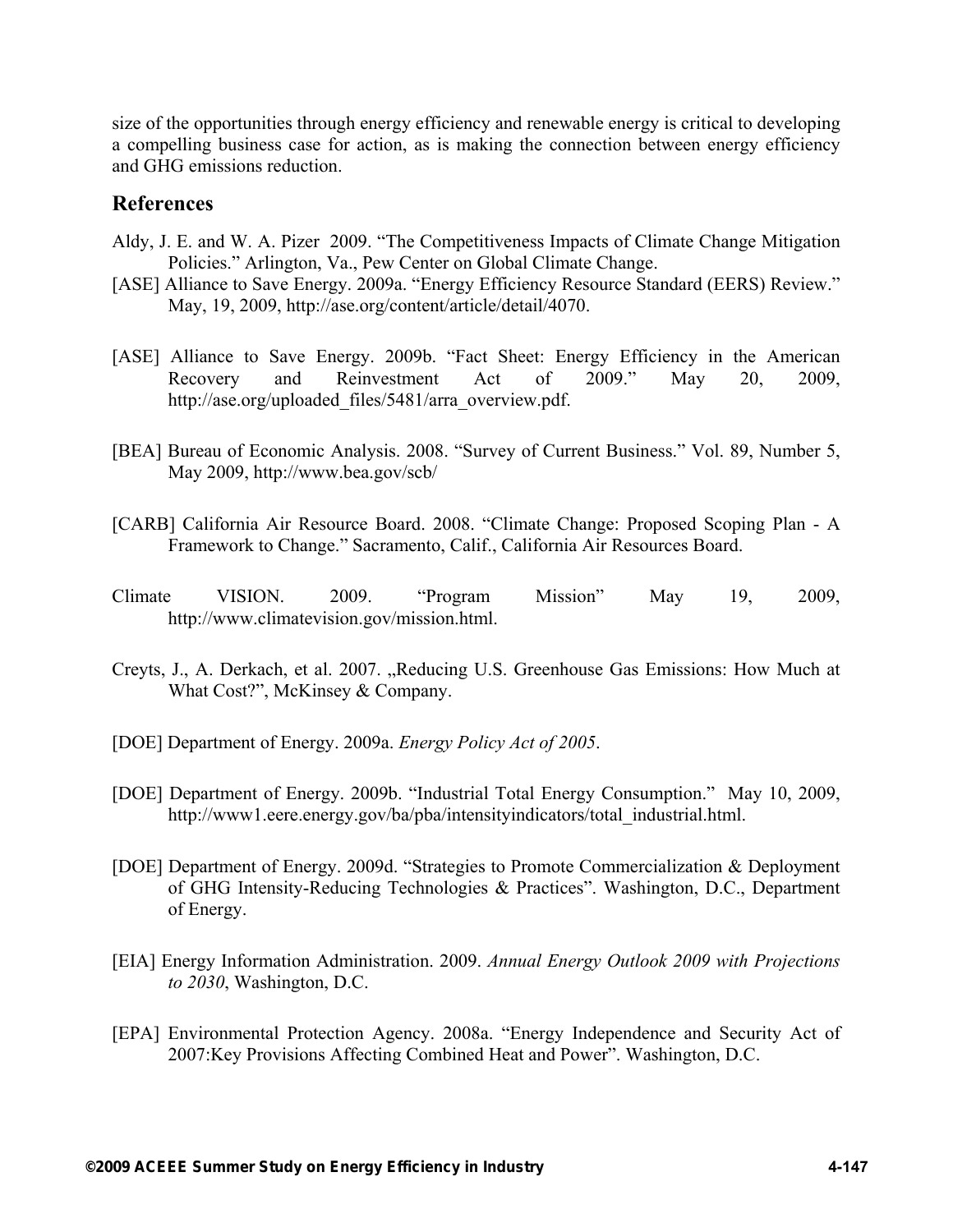size of the opportunities through energy efficiency and renewable energy is critical to developing a compelling business case for action, as is making the connection between energy efficiency and GHG emissions reduction.

## References

Aldy, J. E. and W. A. Pizer 2009. "The Competitiveness Impacts of Climate Change Mitigation Policies." Arlington, Va., Pew Center on Global Climate Change.

[ASE] Alliance to Save Energy. 2009a. "Energy Efficiency Resource Standard (EERS) Review." May, 19, 2009, http://ase.org/content/article/detail/4070.

[ASE] Alliance to Save Energy. 2009b. "Fact Sheet: Energy Efficiency in the American Recovery and Reinvestment Act of 2009." May 20, 2009, http://ase.org/uploaded_files/5481/arra_overview.pdf.

[BEA] Bureau of Economic Analysis. 2008. "Survey of Current Business." Vol. 89, Number 5, May 2009, http://www.bea.gov/scb/

[CARB] California Air Resource Board. 2008. "Climate Change: Proposed Scoping Plan - A Framework to Change." Sacramento, Calif., California Air Resources Board.

Climate VISION. 2009. "Program Mission" May 19, 2009, http://www.climatevision.gov/mission.html.

Creyts, J., A. Derkach, et al. 2007. „Reducing U.S. Greenhouse Gas Emissions: How Much at What Cost?", McKinsey & Company.

[DOE] Department of Energy. 2009a. *Energy Policy Act of 2005*.

[DOE] Department of Energy. 2009b. "Industrial Total Energy Consumption." May 10, 2009, http://www1.eere.energy.gov/ba/pba/intensityindicators/total_industrial.html.

[DOE] Department of Energy. 2009d. "Strategies to Promote Commercialization & Deployment of GHG Intensity-Reducing Technologies & Practices". Washington, D.C., Department of Energy.

[EIA] Energy Information Administration. 2009. *Annual Energy Outlook 2009 with Projections to 2030*, Washington, D.C.

[EPA] Environmental Protection Agency. 2008a. "Energy Independence and Security Act of 2007:Key Provisions Affecting Combined Heat and Power". Washington, D.C.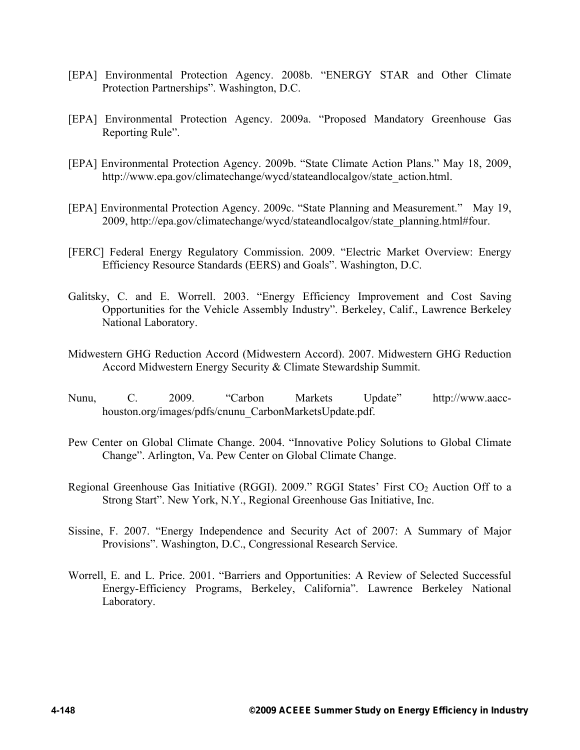[EPA] Environmental Protection Agency. 2008b. "ENERGY STAR and Other Climate Protection Partnerships". Washington, D.C.

[EPA] Environmental Protection Agency. 2009a. "Proposed Mandatory Greenhouse Gas Reporting Rule".

[EPA] Environmental Protection Agency. 2009b. "State Climate Action Plans." May 18, 2009, http://www.epa.gov/climatechange/wycd/stateandlocalgov/state_action.html.

[EPA] Environmental Protection Agency. 2009c. "State Planning and Measurement." May 19, 2009, http://epa.gov/climatechange/wycd/stateandlocalgov/state_planning.html#four.

[FERC] Federal Energy Regulatory Commission. 2009. "Electric Market Overview: Energy Efficiency Resource Standards (EERS) and Goals". Washington, D.C.

Galitsky, C. and E. Worrell. 2003. "Energy Efficiency Improvement and Cost Saving Opportunities for the Vehicle Assembly Industry". Berkeley, Calif., Lawrence Berkeley National Laboratory.

Midwestern GHG Reduction Accord (Midwestern Accord). 2007. Midwestern GHG Reduction Accord Midwestern Energy Security & Climate Stewardship Summit.

Nunu, C. 2009. "Carbon Markets Update" http://www.aacc-houston.org/images/pdfs/cnunu_CarbonMarketsUpdate.pdf.

Pew Center on Global Climate Change. 2004. "Innovative Policy Solutions to Global Climate Change". Arlington, Va. Pew Center on Global Climate Change.

Regional Greenhouse Gas Initiative (RGGI). 2009." RGGI States' First $CO_2$ Auction Off to a Strong Start". New York, N.Y., Regional Greenhouse Gas Initiative, Inc.

Sissine, F. 2007. "Energy Independence and Security Act of 2007: A Summary of Major Provisions". Washington, D.C., Congressional Research Service.

Worrell, E. and L. Price. 2001. "Barriers and Opportunities: A Review of Selected Successful Energy-Efficiency Programs, Berkeley, California". Lawrence Berkeley National Laboratory.